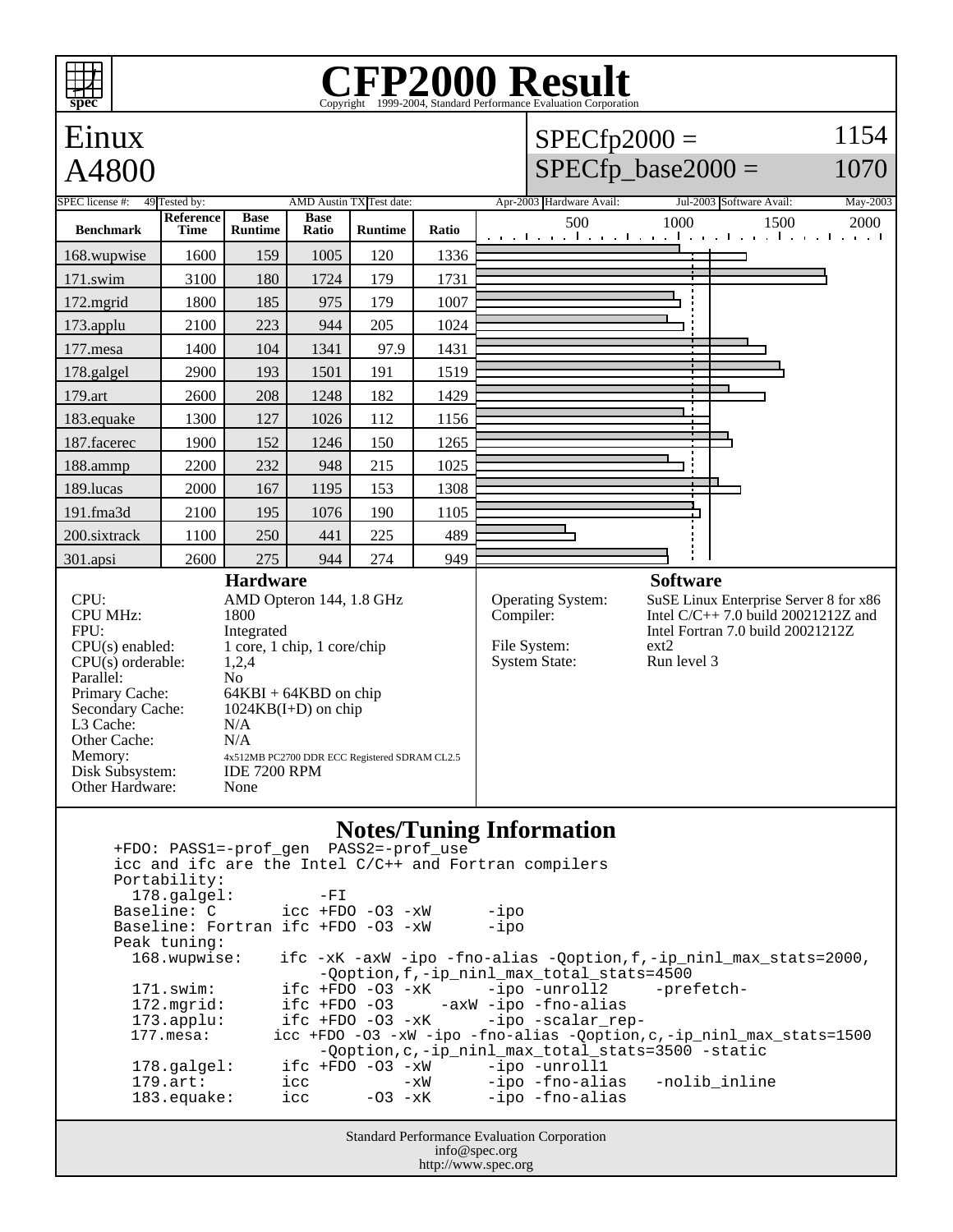# CFP2000 Result

Copyright 1999-2004, Standard Performance Evaluation Corporation

## Einux A4800

SPECfp2000 = 1154

SPECfp_base2000 = 1070

SPEC license #: 49 | Tested by: AMD Austin TX | Test date: Apr-2003 | Hardware Avail: Jul-2003 | Software Avail: May-2003

| Benchmark | Reference Time | Base Runtime | Base Ratio | Runtime | Ratio |
|---|---|---|---|---|---|
| 168.wupwise | 1600 | 159 | 1005 | 120 | 1336 |
| 171.swim | 3100 | 180 | 1724 | 179 | 1731 |
| 172.mgrid | 1800 | 185 | 975 | 179 | 1007 |
| 173.applu | 2100 | 223 | 944 | 205 | 1024 |
| 177.mesa | 1400 | 104 | 1341 | 97.9 | 1431 |
| 178.galgel | 2900 | 193 | 1501 | 191 | 1519 |
| 179.art | 2600 | 208 | 1248 | 182 | 1429 |
| 183.equake | 1300 | 127 | 1026 | 112 | 1156 |
| 187.facerec | 1900 | 152 | 1246 | 150 | 1265 |
| 188.ammp | 2200 | 232 | 948 | 215 | 1025 |
| 189.lucas | 2000 | 167 | 1195 | 153 | 1308 |
| 191.fma3d | 2100 | 195 | 1076 | 190 | 1105 |
| 200.sixtrack | 1100 | 250 | 441 | 225 | 489 |
| 301.apsi | 2600 | 275 | 944 | 274 | 949 |

### Hardware

- CPU: AMD Opteron 144, 1.8 GHz
- CPU MHz: 1800
- FPU: Integrated
- CPU(s) enabled: 1 core, 1 chip, 1 core/chip
- CPU(s) orderable: 1,2,4
- Parallel: No
- Primary Cache: 64KBI + 64KBD on chip
- Secondary Cache: 1024KB(I+D) on chip
- L3 Cache: N/A
- Other Cache: N/A
- Memory: 4x512MB PC2700 DDR ECC Registered SDRAM CL2.5
- Disk Subsystem: IDE 7200 RPM
- Other Hardware: None

### Software

- Operating System: SuSE Linux Enterprise Server 8 for x86
- Compiler: Intel C/C++ 7.0 build 20021212Z and Intel Fortran 7.0 build 20021212Z
- File System: ext2
- System State: Run level 3

### Notes/Tuning Information

```
+FDO: PASS1=-prof_gen  PASS2=-prof_use
icc and ifc are the Intel C/C++ and Fortran compilers
Portability:
  178.galgel:         -FI
Baseline: C       icc +FDO -O3 -xW      -ipo
Baseline: Fortran ifc +FDO -O3 -xW      -ipo
Peak tuning:
  168.wupwise:    ifc -xK -axW -ipo -fno-alias -Qoption,f,-ip_ninl_max_stats=2000,
                        -Qoption,f,-ip_ninl_max_total_stats=4500
  171.swim:       ifc +FDO -O3 -xK      -ipo -unroll2     -prefetch-
  172.mgrid:      ifc +FDO -O3     -axW -ipo -fno-alias
  173.applu:      ifc +FDO -O3 -xK      -ipo -scalar_rep-
  177.mesa:      icc +FDO -O3 -xW -ipo -fno-alias -Qoption,c,-ip_ninl_max_stats=1500
                        -Qoption,c,-ip_ninl_max_total_stats=3500 -static
  178.galgel:     ifc +FDO -O3 -xW      -ipo -unroll1
  179.art:        icc          -xW      -ipo -fno-alias   -nolib_inline
  183.equake:     icc      -O3 -xK      -ipo -fno-alias
```

Standard Performance Evaluation Corporation
info@spec.org
http://www.spec.org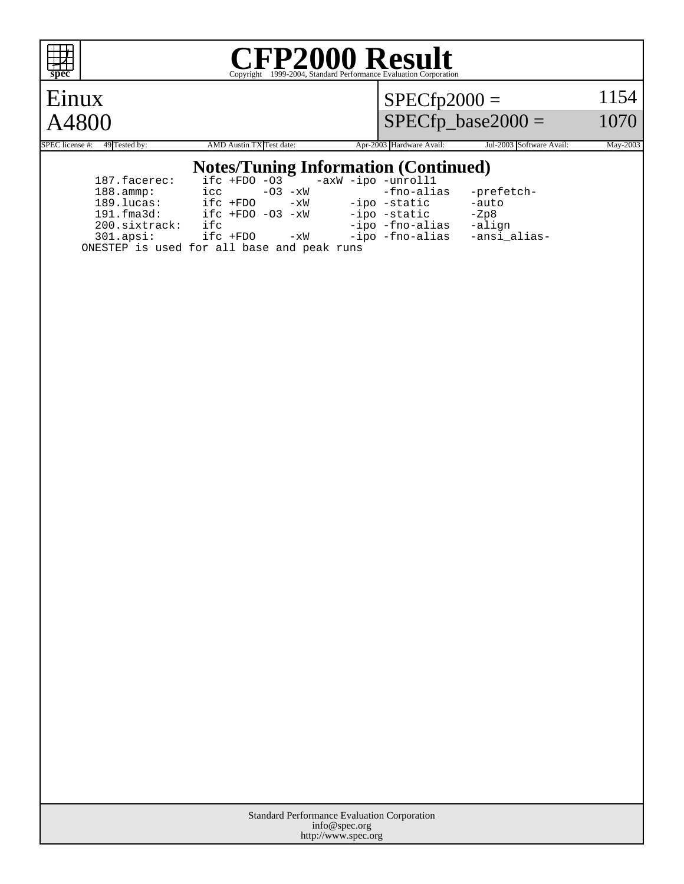# CFP2000 Result

Copyright 1999-2004, Standard Performance Evaluation Corporation

**Einux**
**A4800**

SPECfp2000 = 1154
SPECfp_base2000 = 1070

SPEC license #: 49 Tested by: AMD Austin TX Test date: Apr-2003 Hardware Avail: Jul-2003 Software Avail: May-2003

## Notes/Tuning Information (Continued)

```
    187.facerec:    ifc +FDO -O3      -axW -ipo -unroll1
    188.ammp:       icc      -O3 -xW           -fno-alias   -prefetch-
    189.lucas:      ifc +FDO     -xW      -ipo -static      -auto
    191.fma3d:      ifc +FDO -O3 -xW      -ipo -static      -Zp8
    200.sixtrack:   ifc                   -ipo -fno-alias   -align
    301.apsi:       ifc +FDO     -xW      -ipo -fno-alias   -ansi_alias-
  ONESTEP is used for all base and peak runs
```

Standard Performance Evaluation Corporation
info@spec.org
http://www.spec.org